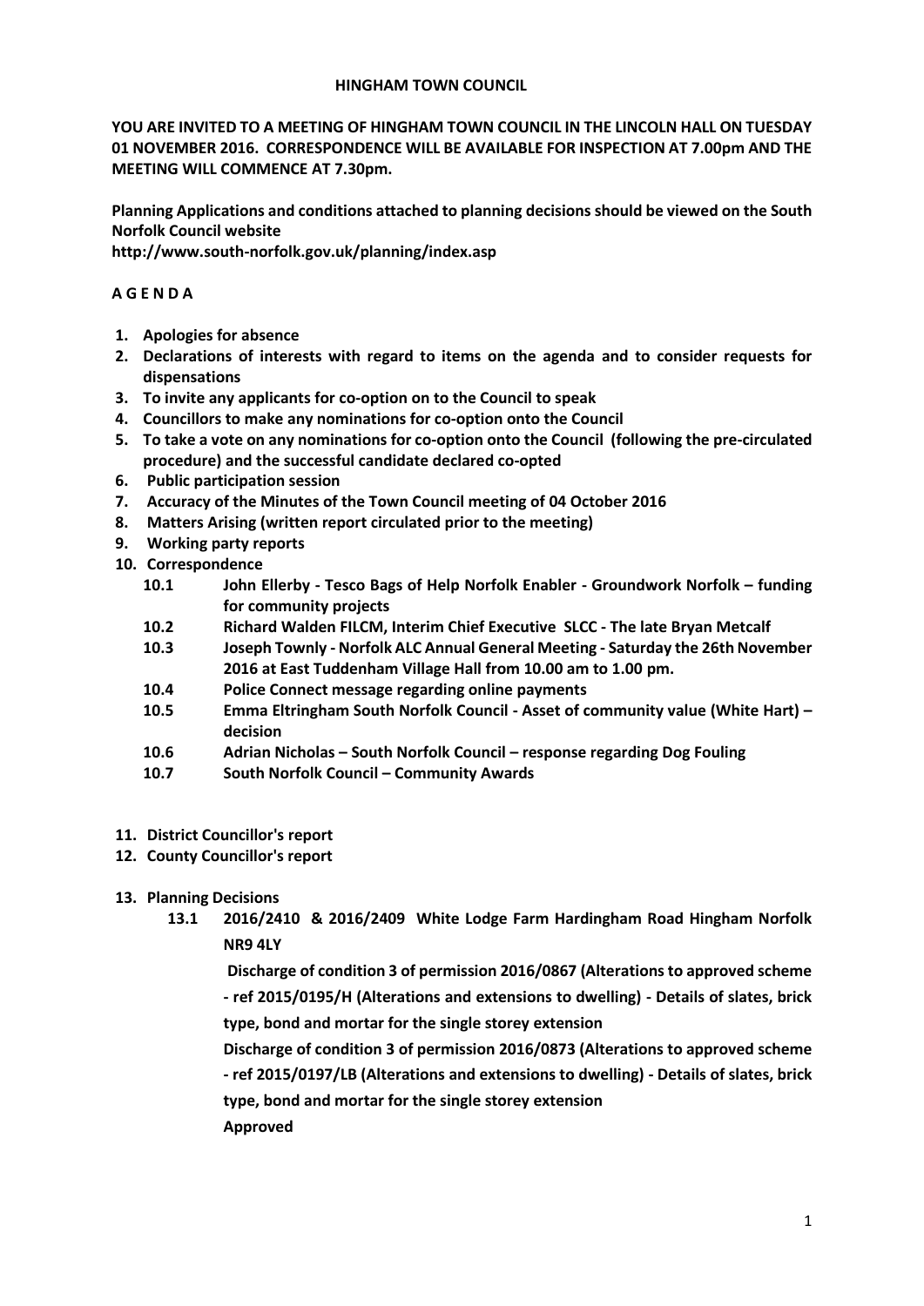# HINGHAM TOWN COUNCIL

**YOU ARE INVITED TO A MEETING OF HINGHAM TOWN COUNCIL IN THE LINCOLN HALL ON TUESDAY 01 NOVEMBER 2016. CORRESPONDENCE WILL BE AVAILABLE FOR INSPECTION AT 7.00pm AND THE MEETING WILL COMMENCE AT 7.30pm.**

**Planning Applications and conditions attached to planning decisions should be viewed on the South Norfolk Council website**
**http://www.south-norfolk.gov.uk/planning/index.asp**

## A G E N D A

1. **Apologies for absence**
2. **Declarations of interests with regard to items on the agenda and to consider requests for dispensations**
3. **To invite any applicants for co-option on to the Council to speak**
4. **Councillors to make any nominations for co-option onto the Council**
5. **To take a vote on any nominations for co-option onto the Council (following the pre-circulated procedure) and the successful candidate declared co-opted**
6. **Public participation session**
7. **Accuracy of the Minutes of the Town Council meeting of 04 October 2016**
8. **Matters Arising (written report circulated prior to the meeting)**
9. **Working party reports**
10. **Correspondence**
    - **10.1** **John Ellerby - Tesco Bags of Help Norfolk Enabler - Groundwork Norfolk – funding for community projects**
    - **10.2** **Richard Walden FILCM, Interim Chief Executive SLCC - The late Bryan Metcalf**
    - **10.3** **Joseph Townly - Norfolk ALC Annual General Meeting - Saturday the 26th November 2016 at East Tuddenham Village Hall from 10.00 am to 1.00 pm.**
    - **10.4** **Police Connect message regarding online payments**
    - **10.5** **Emma Eltringham South Norfolk Council - Asset of community value (White Hart) – decision**
    - **10.6** **Adrian Nicholas – South Norfolk Council – response regarding Dog Fouling**
    - **10.7** **South Norfolk Council – Community Awards**
11. **District Councillor's report**
12. **County Councillor's report**
13. **Planning Decisions**
    - **13.1** **2016/2410 & 2016/2409 White Lodge Farm Hardingham Road Hingham Norfolk NR9 4LY**

      **Discharge of condition 3 of permission 2016/0867 (Alterations to approved scheme - ref 2015/0195/H (Alterations and extensions to dwelling) - Details of slates, brick type, bond and mortar for the single storey extension**

      **Discharge of condition 3 of permission 2016/0873 (Alterations to approved scheme - ref 2015/0197/LB (Alterations and extensions to dwelling) - Details of slates, brick type, bond and mortar for the single storey extension**

      **Approved**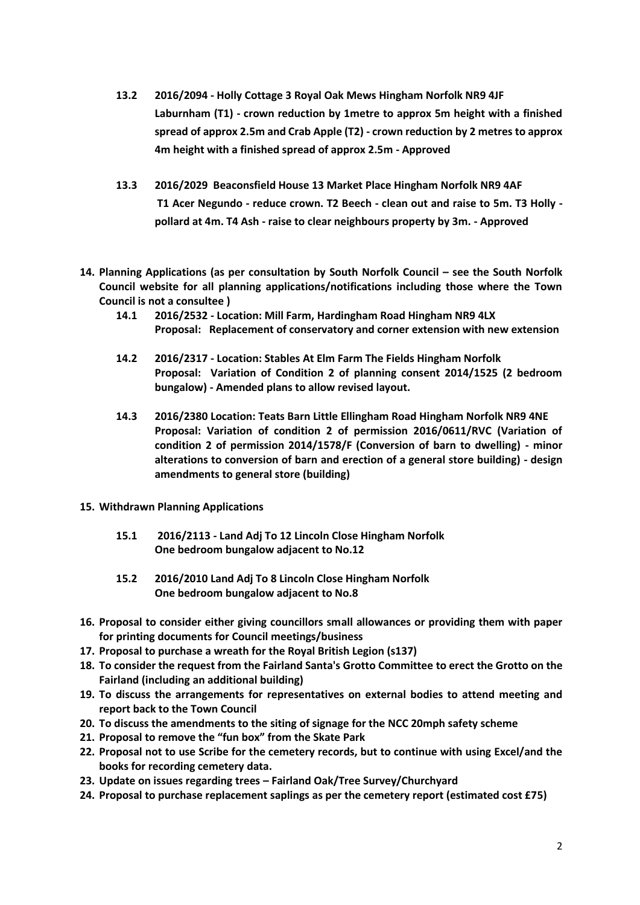**13.2 2016/2094 - Holly Cottage 3 Royal Oak Mews Hingham Norfolk NR9 4JF Laburnham (T1) - crown reduction by 1metre to approx 5m height with a finished spread of approx 2.5m and Crab Apple (T2) - crown reduction by 2 metres to approx 4m height with a finished spread of approx 2.5m - Approved**

**13.3 2016/2029 Beaconsfield House 13 Market Place Hingham Norfolk NR9 4AF T1 Acer Negundo - reduce crown. T2 Beech - clean out and raise to 5m. T3 Holly - pollard at 4m. T4 Ash - raise to clear neighbours property by 3m. - Approved**

**14. Planning Applications (as per consultation by South Norfolk Council – see the South Norfolk Council website for all planning applications/notifications including those where the Town Council is not a consultee )**

**14.1 2016/2532 - Location: Mill Farm, Hardingham Road Hingham NR9 4LX Proposal: Replacement of conservatory and corner extension with new extension**

**14.2 2016/2317 - Location: Stables At Elm Farm The Fields Hingham Norfolk Proposal: Variation of Condition 2 of planning consent 2014/1525 (2 bedroom bungalow) - Amended plans to allow revised layout.**

**14.3 2016/2380 Location: Teats Barn Little Ellingham Road Hingham Norfolk NR9 4NE Proposal: Variation of condition 2 of permission 2016/0611/RVC (Variation of condition 2 of permission 2014/1578/F (Conversion of barn to dwelling) - minor alterations to conversion of barn and erection of a general store building) - design amendments to general store (building)**

**15. Withdrawn Planning Applications**

**15.1 2016/2113 - Land Adj To 12 Lincoln Close Hingham Norfolk One bedroom bungalow adjacent to No.12**

**15.2 2016/2010 Land Adj To 8 Lincoln Close Hingham Norfolk One bedroom bungalow adjacent to No.8**

**16. Proposal to consider either giving councillors small allowances or providing them with paper for printing documents for Council meetings/business**

**17. Proposal to purchase a wreath for the Royal British Legion (s137)**

**18. To consider the request from the Fairland Santa's Grotto Committee to erect the Grotto on the Fairland (including an additional building)**

**19. To discuss the arrangements for representatives on external bodies to attend meeting and report back to the Town Council**

**20. To discuss the amendments to the siting of signage for the NCC 20mph safety scheme**

**21. Proposal to remove the "fun box" from the Skate Park**

**22. Proposal not to use Scribe for the cemetery records, but to continue with using Excel/and the books for recording cemetery data.**

**23. Update on issues regarding trees – Fairland Oak/Tree Survey/Churchyard**

**24. Proposal to purchase replacement saplings as per the cemetery report (estimated cost £75)**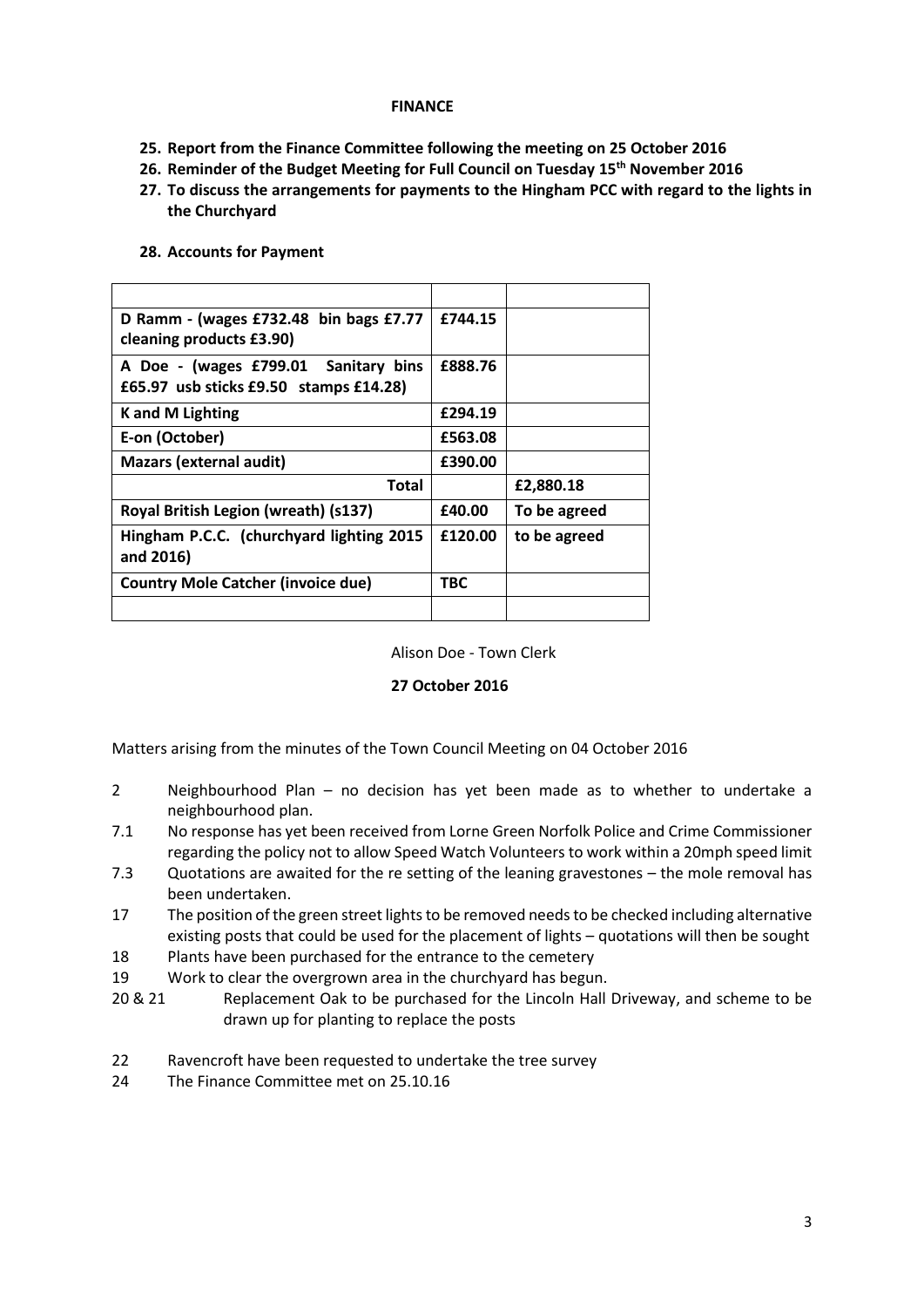**FINANCE**

25. **Report from the Finance Committee following the meeting on 25 October 2016**
26. **Reminder of the Budget Meeting for Full Council on Tuesday 15th November 2016**
27. **To discuss the arrangements for payments to the Hingham PCC with regard to the lights in the Churchyard**
28. **Accounts for Payment**

| | | |
|---|---|---|
| **D Ramm - (wages £732.48 bin bags £7.77 cleaning products £3.90)** | **£744.15** | |
| **A Doe - (wages £799.01 Sanitary bins £65.97 usb sticks £9.50 stamps £14.28)** | **£888.76** | |
| **K and M Lighting** | **£294.19** | |
| **E-on (October)** | **£563.08** | |
| **Mazars (external audit)** | **£390.00** | |
| **Total** | | **£2,880.18** |
| **Royal British Legion (wreath) (s137)** | **£40.00** | **To be agreed** |
| **Hingham P.C.C. (churchyard lighting 2015 and 2016)** | **£120.00** | **to be agreed** |
| **Country Mole Catcher (invoice due)** | **TBC** | |
| | | |

Alison Doe - Town Clerk

**27 October 2016**

Matters arising from the minutes of the Town Council Meeting on 04 October 2016

- 2 Neighbourhood Plan – no decision has yet been made as to whether to undertake a neighbourhood plan.
- 7.1 No response has yet been received from Lorne Green Norfolk Police and Crime Commissioner regarding the policy not to allow Speed Watch Volunteers to work within a 20mph speed limit
- 7.3 Quotations are awaited for the re setting of the leaning gravestones – the mole removal has been undertaken.
- 17 The position of the green street lights to be removed needs to be checked including alternative existing posts that could be used for the placement of lights – quotations will then be sought
- 18 Plants have been purchased for the entrance to the cemetery
- 19 Work to clear the overgrown area in the churchyard has begun.
- 20 & 21 Replacement Oak to be purchased for the Lincoln Hall Driveway, and scheme to be drawn up for planting to replace the posts
- 22 Ravencroft have been requested to undertake the tree survey
- 24 The Finance Committee met on 25.10.16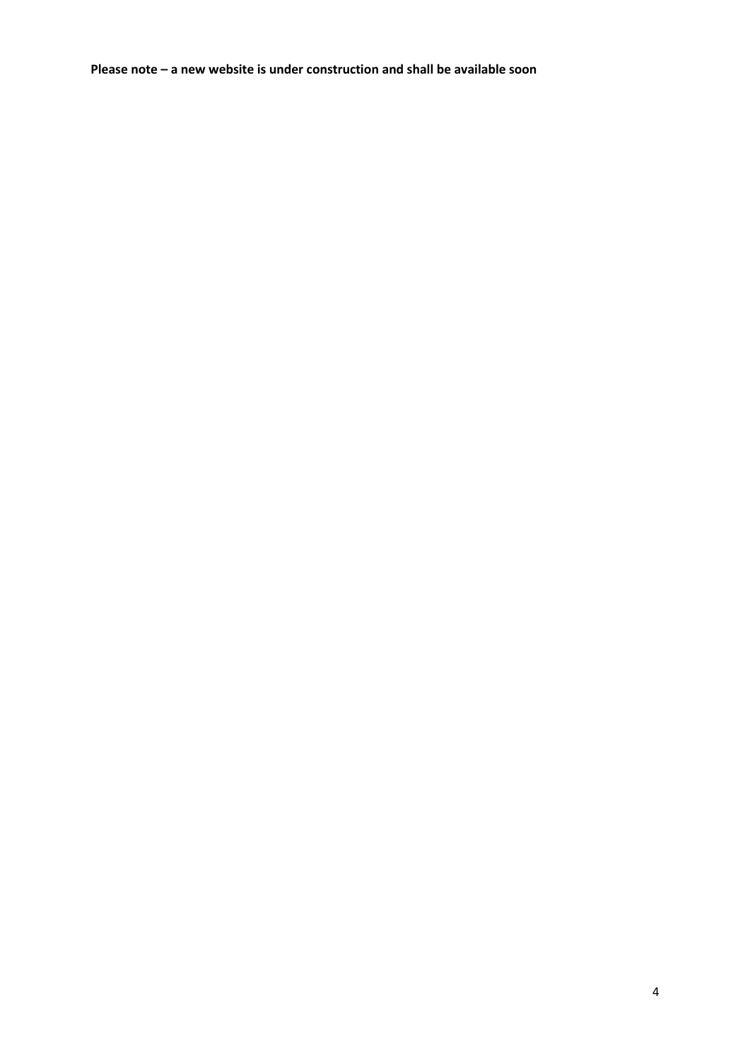**Please note – a new website is under construction and shall be available soon**